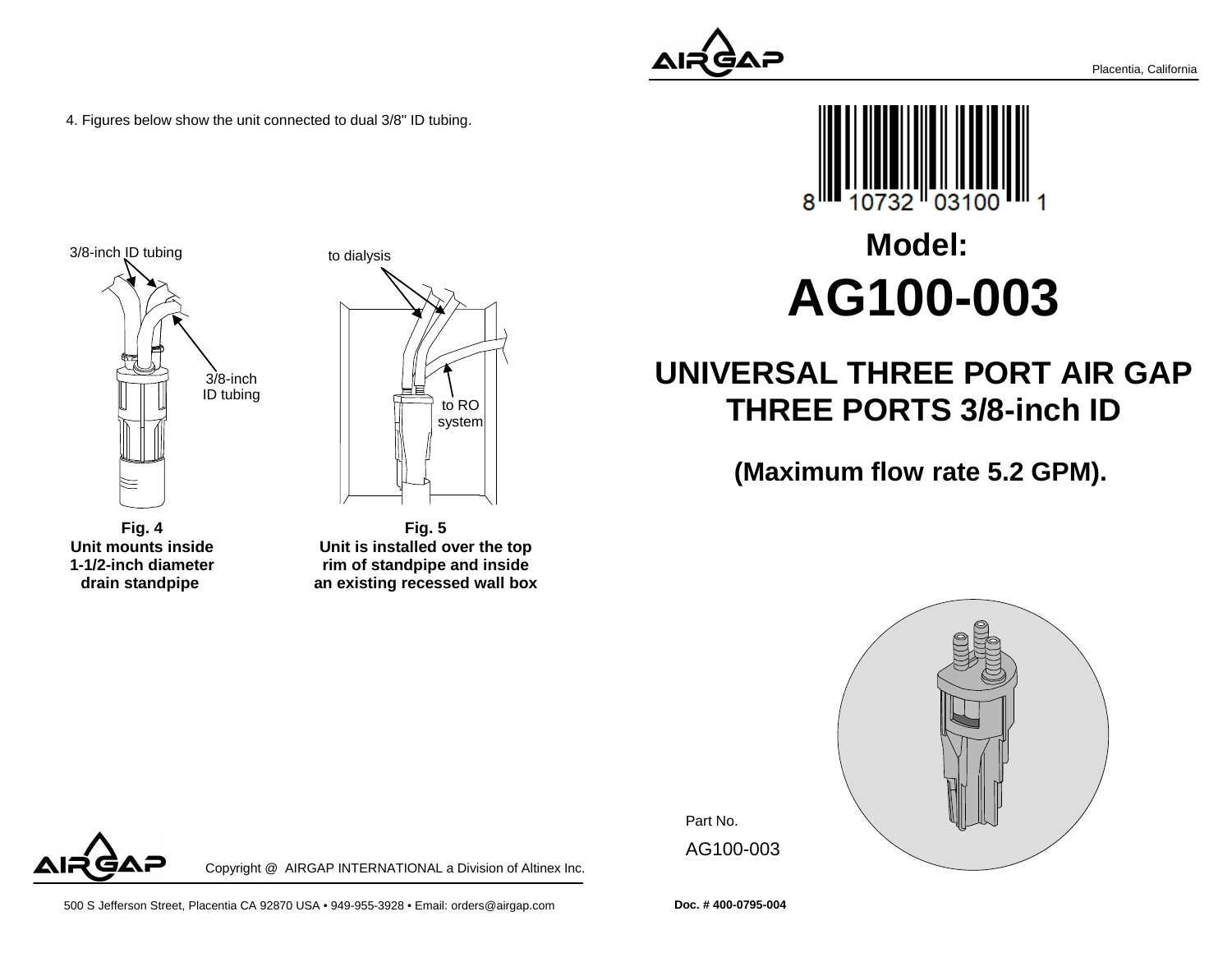4. Figures below show the unit connected to dual 3/8" ID tubing.

3/8-inch ID tubing

3/8-inch ID tubing

**Fig. 4**
**Unit mounts inside 1-1/2-inch diameter drain standpipe**

to dialysis

to RO system

**Fig. 5**
**Unit is installed over the top rim of standpipe and inside an existing recessed wall box**

Copyright @ AIRGAP INTERNATIONAL a Division of Altinex Inc.

500 S Jefferson Street, Placentia CA 92870 USA • 949-955-3928 • Email: orders@airgap.com

Placentia, California

8 10732 03100 1

# Model:

# AG100-003

## UNIVERSAL THREE PORT AIR GAP THREE PORTS 3/8-inch ID

### (Maximum flow rate 5.2 GPM).

Part No.

AG100-003

**Doc. # 400-0795-004**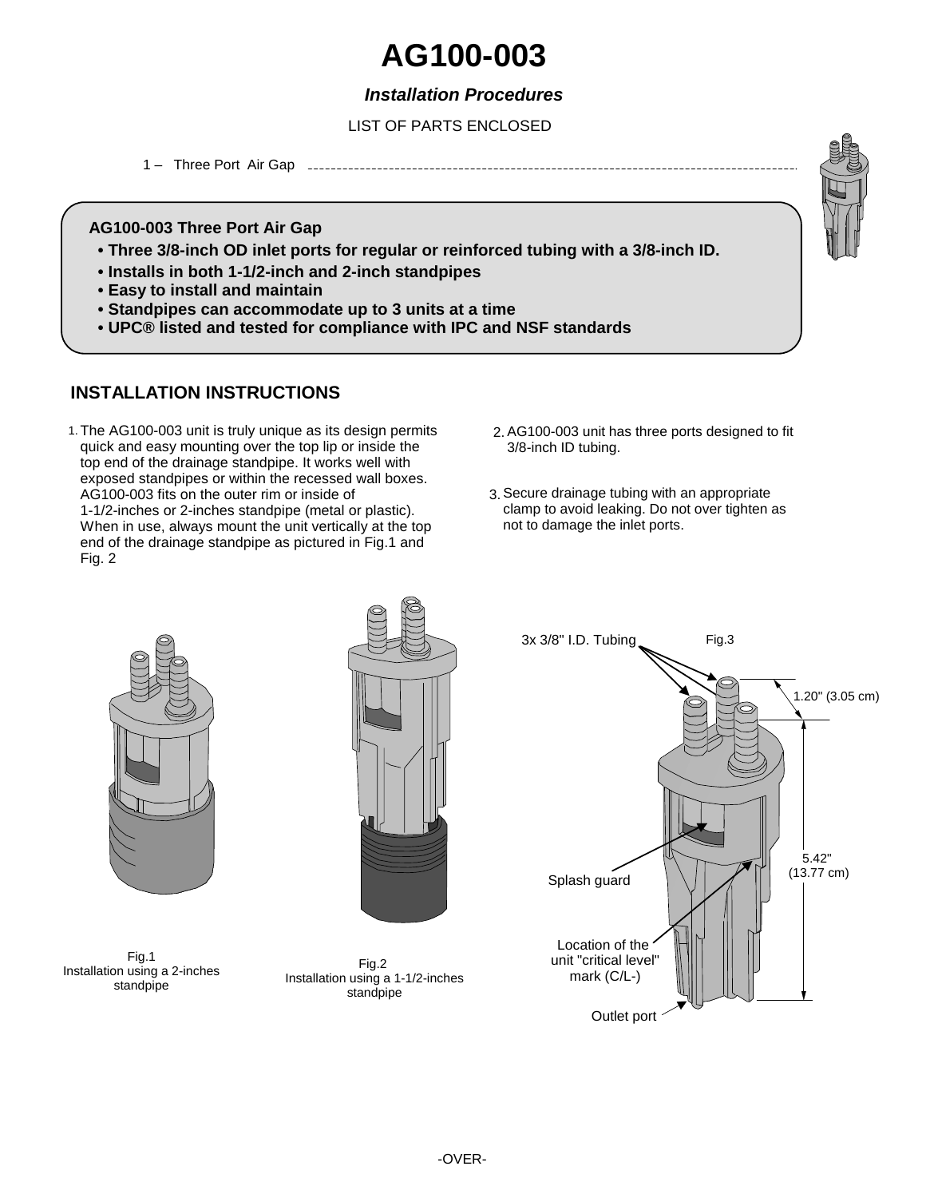# AG100-003

***Installation Procedures***

LIST OF PARTS ENCLOSED

1 – Three Port Air Gap

**AG100-003 Three Port Air Gap**

- **Three 3/8-inch OD inlet ports for regular or reinforced tubing with a 3/8-inch ID.**
- **Installs in both 1-1/2-inch and 2-inch standpipes**
- **Easy to install and maintain**
- **Standpipes can accommodate up to 3 units at a time**
- **UPC® listed and tested for compliance with IPC and NSF standards**

## INSTALLATION INSTRUCTIONS

1. The AG100-003 unit is truly unique as its design permits quick and easy mounting over the top lip or inside the top end of the drainage standpipe. It works well with exposed standpipes or within the recessed wall boxes. AG100-003 fits on the outer rim or inside of 1-1/2-inches or 2-inches standpipe (metal or plastic). When in use, always mount the unit vertically at the top end of the drainage standpipe as pictured in Fig.1 and Fig. 2
2. AG100-003 unit has three ports designed to fit 3/8-inch ID tubing.
3. Secure drainage tubing with an appropriate clamp to avoid leaking. Do not over tighten as not to damage the inlet ports.

Fig.1
Installation using a 2-inches standpipe

Fig.2
Installation using a 1-1/2-inches standpipe

Fig.3

3x 3/8" I.D. Tubing

1.20" (3.05 cm)

5.42" (13.77 cm)

Splash guard

Location of the unit "critical level" mark (C/L-)

Outlet port

-OVER-